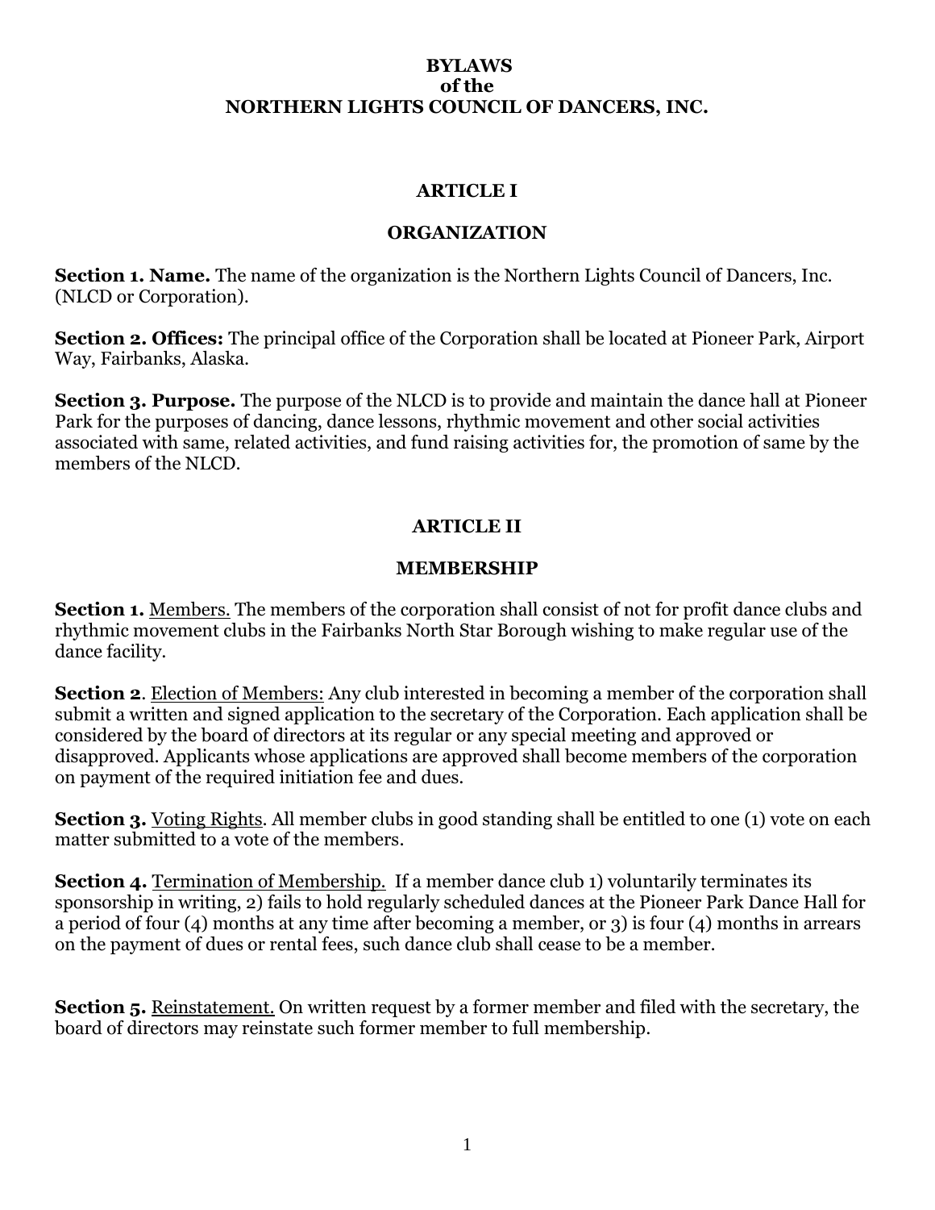# BYLAWS
# of the
# NORTHERN LIGHTS COUNCIL OF DANCERS, INC.

## ARTICLE I

## ORGANIZATION

**Section 1. Name.** The name of the organization is the Northern Lights Council of Dancers, Inc. (NLCD or Corporation).

**Section 2. Offices:** The principal office of the Corporation shall be located at Pioneer Park, Airport Way, Fairbanks, Alaska.

**Section 3. Purpose.** The purpose of the NLCD is to provide and maintain the dance hall at Pioneer Park for the purposes of dancing, dance lessons, rhythmic movement and other social activities associated with same, related activities, and fund raising activities for, the promotion of same by the members of the NLCD.

## ARTICLE II

## MEMBERSHIP

**Section 1.** <u>Members.</u> The members of the corporation shall consist of not for profit dance clubs and rhythmic movement clubs in the Fairbanks North Star Borough wishing to make regular use of the dance facility.

**Section 2**. <u>Election of Members:</u> Any club interested in becoming a member of the corporation shall submit a written and signed application to the secretary of the Corporation. Each application shall be considered by the board of directors at its regular or any special meeting and approved or disapproved. Applicants whose applications are approved shall become members of the corporation on payment of the required initiation fee and dues.

**Section 3.** <u>Voting Rights</u>. All member clubs in good standing shall be entitled to one (1) vote on each matter submitted to a vote of the members.

**Section 4.** <u>Termination of Membership.</u> If a member dance club 1) voluntarily terminates its sponsorship in writing, 2) fails to hold regularly scheduled dances at the Pioneer Park Dance Hall for a period of four (4) months at any time after becoming a member, or 3) is four (4) months in arrears on the payment of dues or rental fees, such dance club shall cease to be a member.

**Section 5.** <u>Reinstatement.</u> On written request by a former member and filed with the secretary, the board of directors may reinstate such former member to full membership.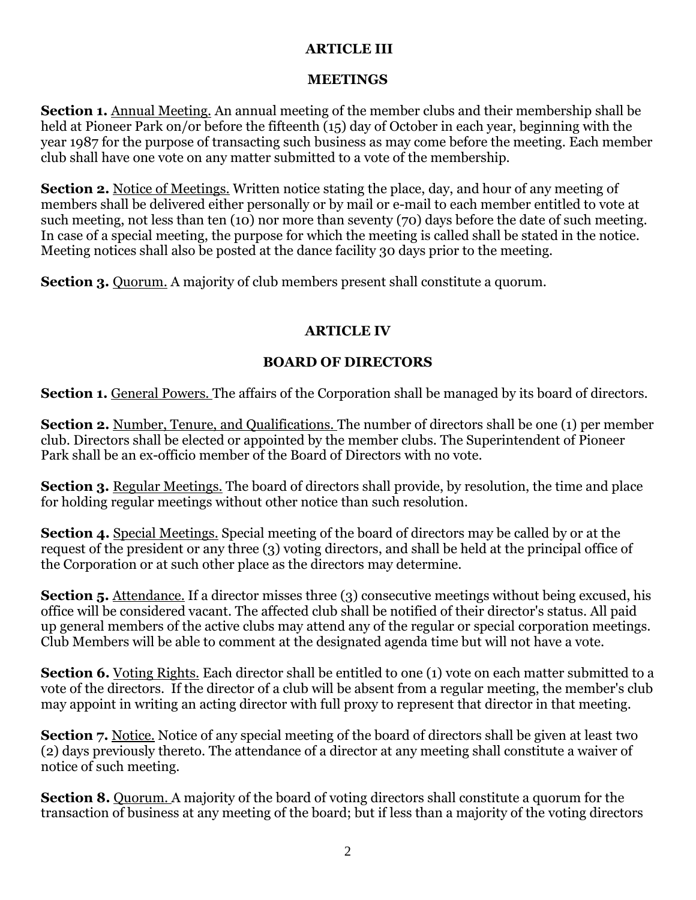## ARTICLE III

## MEETINGS

**Section 1.** Annual Meeting. An annual meeting of the member clubs and their membership shall be held at Pioneer Park on/or before the fifteenth (15) day of October in each year, beginning with the year 1987 for the purpose of transacting such business as may come before the meeting. Each member club shall have one vote on any matter submitted to a vote of the membership.

**Section 2.** Notice of Meetings. Written notice stating the place, day, and hour of any meeting of members shall be delivered either personally or by mail or e-mail to each member entitled to vote at such meeting, not less than ten (10) nor more than seventy (70) days before the date of such meeting. In case of a special meeting, the purpose for which the meeting is called shall be stated in the notice. Meeting notices shall also be posted at the dance facility 30 days prior to the meeting.

**Section 3.** Quorum. A majority of club members present shall constitute a quorum.

## ARTICLE IV

## BOARD OF DIRECTORS

**Section 1.** General Powers. The affairs of the Corporation shall be managed by its board of directors.

**Section 2.** Number, Tenure, and Qualifications. The number of directors shall be one (1) per member club. Directors shall be elected or appointed by the member clubs. The Superintendent of Pioneer Park shall be an ex-officio member of the Board of Directors with no vote.

**Section 3.** Regular Meetings. The board of directors shall provide, by resolution, the time and place for holding regular meetings without other notice than such resolution.

**Section 4.** Special Meetings. Special meeting of the board of directors may be called by or at the request of the president or any three (3) voting directors, and shall be held at the principal office of the Corporation or at such other place as the directors may determine.

**Section 5.** Attendance. If a director misses three (3) consecutive meetings without being excused, his office will be considered vacant. The affected club shall be notified of their director's status. All paid up general members of the active clubs may attend any of the regular or special corporation meetings. Club Members will be able to comment at the designated agenda time but will not have a vote.

**Section 6.** Voting Rights. Each director shall be entitled to one (1) vote on each matter submitted to a vote of the directors. If the director of a club will be absent from a regular meeting, the member's club may appoint in writing an acting director with full proxy to represent that director in that meeting.

**Section 7.** Notice. Notice of any special meeting of the board of directors shall be given at least two (2) days previously thereto. The attendance of a director at any meeting shall constitute a waiver of notice of such meeting.

**Section 8.** Quorum. A majority of the board of voting directors shall constitute a quorum for the transaction of business at any meeting of the board; but if less than a majority of the voting directors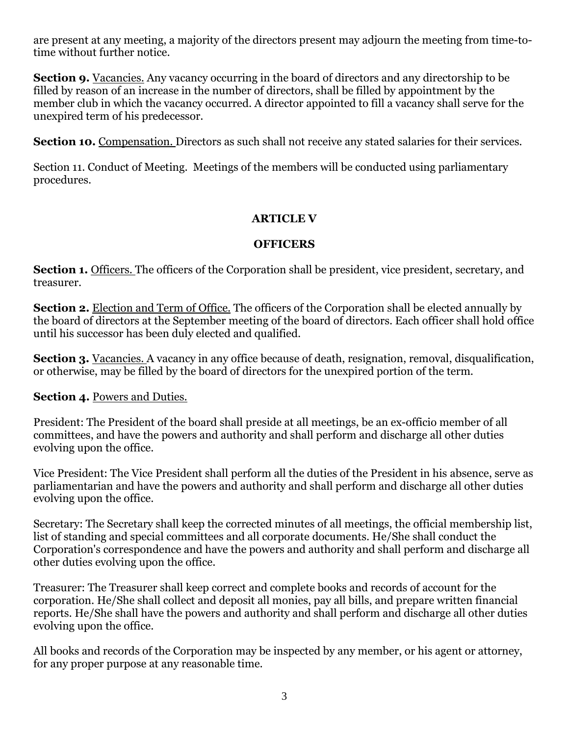are present at any meeting, a majority of the directors present may adjourn the meeting from time-to-time without further notice.

**Section 9.** Vacancies. Any vacancy occurring in the board of directors and any directorship to be filled by reason of an increase in the number of directors, shall be filled by appointment by the member club in which the vacancy occurred. A director appointed to fill a vacancy shall serve for the unexpired term of his predecessor.

**Section 10.** Compensation. Directors as such shall not receive any stated salaries for their services.

Section 11. Conduct of Meeting. Meetings of the members will be conducted using parliamentary procedures.

## ARTICLE V

## OFFICERS

**Section 1.** Officers. The officers of the Corporation shall be president, vice president, secretary, and treasurer.

**Section 2.** Election and Term of Office. The officers of the Corporation shall be elected annually by the board of directors at the September meeting of the board of directors. Each officer shall hold office until his successor has been duly elected and qualified.

**Section 3.** Vacancies. A vacancy in any office because of death, resignation, removal, disqualification, or otherwise, may be filled by the board of directors for the unexpired portion of the term.

**Section 4.** Powers and Duties.

President: The President of the board shall preside at all meetings, be an ex-officio member of all committees, and have the powers and authority and shall perform and discharge all other duties evolving upon the office.

Vice President: The Vice President shall perform all the duties of the President in his absence, serve as parliamentarian and have the powers and authority and shall perform and discharge all other duties evolving upon the office.

Secretary: The Secretary shall keep the corrected minutes of all meetings, the official membership list, list of standing and special committees and all corporate documents. He/She shall conduct the Corporation's correspondence and have the powers and authority and shall perform and discharge all other duties evolving upon the office.

Treasurer: The Treasurer shall keep correct and complete books and records of account for the corporation. He/She shall collect and deposit all monies, pay all bills, and prepare written financial reports. He/She shall have the powers and authority and shall perform and discharge all other duties evolving upon the office.

All books and records of the Corporation may be inspected by any member, or his agent or attorney, for any proper purpose at any reasonable time.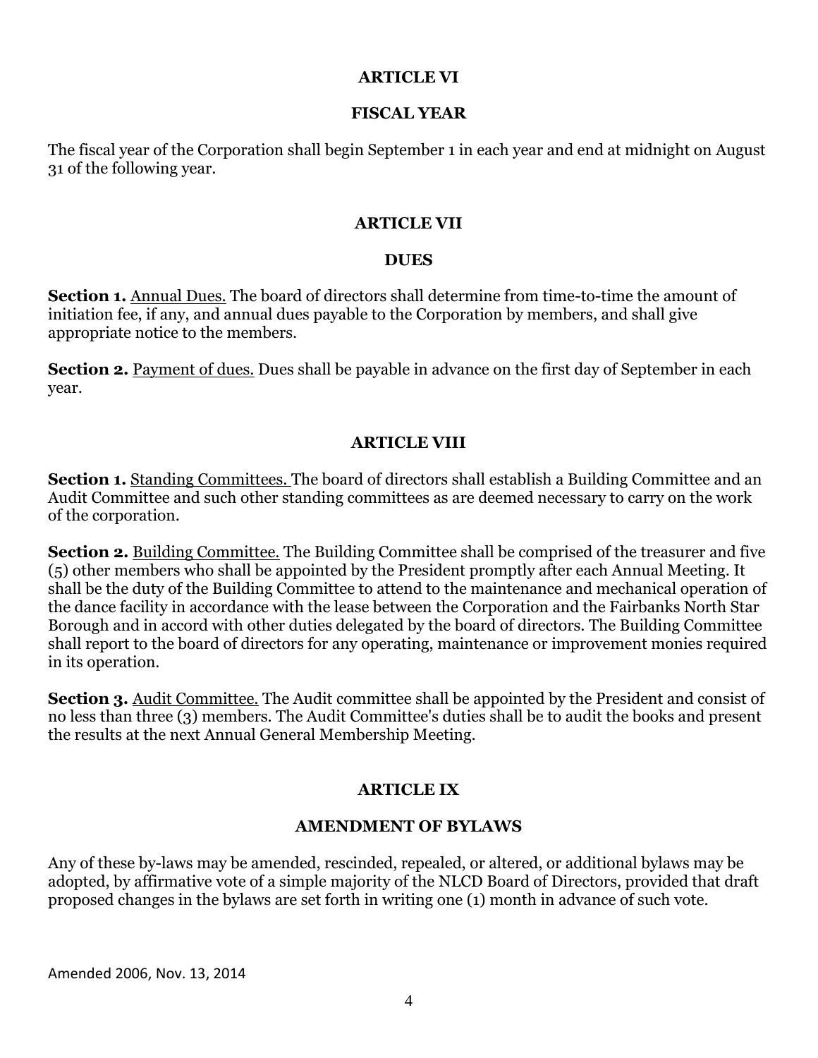## ARTICLE VI

## FISCAL YEAR

The fiscal year of the Corporation shall begin September 1 in each year and end at midnight on August 31 of the following year.

## ARTICLE VII

## DUES

**Section 1.** Annual Dues. The board of directors shall determine from time-to-time the amount of initiation fee, if any, and annual dues payable to the Corporation by members, and shall give appropriate notice to the members.

**Section 2.** Payment of dues. Dues shall be payable in advance on the first day of September in each year.

## ARTICLE VIII

**Section 1.** Standing Committees. The board of directors shall establish a Building Committee and an Audit Committee and such other standing committees as are deemed necessary to carry on the work of the corporation.

**Section 2.** Building Committee. The Building Committee shall be comprised of the treasurer and five (5) other members who shall be appointed by the President promptly after each Annual Meeting. It shall be the duty of the Building Committee to attend to the maintenance and mechanical operation of the dance facility in accordance with the lease between the Corporation and the Fairbanks North Star Borough and in accord with other duties delegated by the board of directors. The Building Committee shall report to the board of directors for any operating, maintenance or improvement monies required in its operation.

**Section 3.** Audit Committee. The Audit committee shall be appointed by the President and consist of no less than three (3) members. The Audit Committee's duties shall be to audit the books and present the results at the next Annual General Membership Meeting.

## ARTICLE IX

## AMENDMENT OF BYLAWS

Any of these by-laws may be amended, rescinded, repealed, or altered, or additional bylaws may be adopted, by affirmative vote of a simple majority of the NLCD Board of Directors, provided that draft proposed changes in the bylaws are set forth in writing one (1) month in advance of such vote.

Amended 2006, Nov. 13, 2014